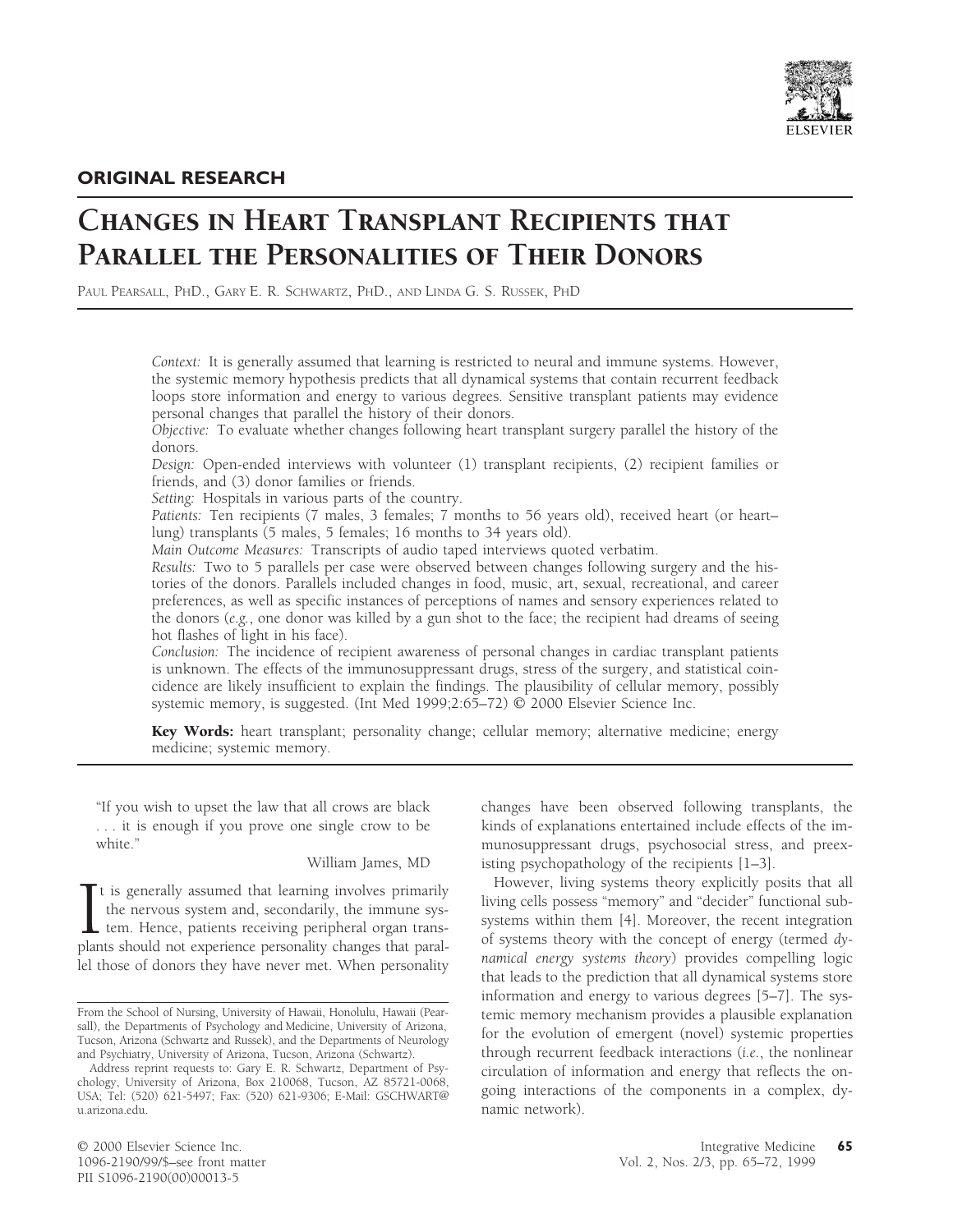**ORIGINAL RESEARCH**

# Changes in Heart Transplant Recipients that Parallel the Personalities of Their Donors

Paul Pearsall, PhD., Gary E. R. Schwartz, PhD., and Linda G. S. Russek, PhD

*Context:* It is generally assumed that learning is restricted to neural and immune systems. However, the systemic memory hypothesis predicts that all dynamical systems that contain recurrent feedback loops store information and energy to various degrees. Sensitive transplant patients may evidence personal changes that parallel the history of their donors.

*Objective:* To evaluate whether changes following heart transplant surgery parallel the history of the donors.

*Design:* Open-ended interviews with volunteer (1) transplant recipients, (2) recipient families or friends, and (3) donor families or friends.

*Setting:* Hospitals in various parts of the country.

*Patients:* Ten recipients (7 males, 3 females; 7 months to 56 years old), received heart (or heart–lung) transplants (5 males, 5 females; 16 months to 34 years old).

*Main Outcome Measures:* Transcripts of audio taped interviews quoted verbatim.

*Results:* Two to 5 parallels per case were observed between changes following surgery and the histories of the donors. Parallels included changes in food, music, art, sexual, recreational, and career preferences, as well as specific instances of perceptions of names and sensory experiences related to the donors (*e.g.*, one donor was killed by a gun shot to the face; the recipient had dreams of seeing hot flashes of light in his face).

*Conclusion:* The incidence of recipient awareness of personal changes in cardiac transplant patients is unknown. The effects of the immunosuppressant drugs, stress of the surgery, and statistical coincidence are likely insufficient to explain the findings. The plausibility of cellular memory, possibly systemic memory, is suggested. (Int Med 1999;2:65–72) © 2000 Elsevier Science Inc.

**Key Words:** heart transplant; personality change; cellular memory; alternative medicine; energy medicine; systemic memory.

"If you wish to upset the law that all crows are black . . . it is enough if you prove one single crow to be white."

William James, MD

It is generally assumed that learning involves primarily the nervous system and, secondarily, the immune system. Hence, patients receiving peripheral organ transplants should not experience personality changes that parallel those of donors they have never met. When personality changes have been observed following transplants, the kinds of explanations entertained include effects of the immunosuppressant drugs, psychosocial stress, and preexisting psychopathology of the recipients [1–3].

However, living systems theory explicitly posits that all living cells possess "memory" and "decider" functional subsystems within them [4]. Moreover, the recent integration of systems theory with the concept of energy (termed *dynamical energy systems theory*) provides compelling logic that leads to the prediction that all dynamical systems store information and energy to various degrees [5–7]. The systemic memory mechanism provides a plausible explanation for the evolution of emergent (novel) systemic properties through recurrent feedback interactions (*i.e.*, the nonlinear circulation of information and energy that reflects the ongoing interactions of the components in a complex, dynamic network).

From the School of Nursing, University of Hawaii, Honolulu, Hawaii (Pearsall), the Departments of Psychology and Medicine, University of Arizona, Tucson, Arizona (Schwartz and Russek), and the Departments of Neurology and Psychiatry, University of Arizona, Tucson, Arizona (Schwartz).

Address reprint requests to: Gary E. R. Schwartz, Department of Psychology, University of Arizona, Box 210068, Tucson, AZ 85721-0068, USA; Tel: (520) 621-5497; Fax: (520) 621-9306; E-Mail: GSCHWART@u.arizona.edu.

© 2000 Elsevier Science Inc.
1096-2190/99/$–see front matter
PII S1096-2190(00)00013-5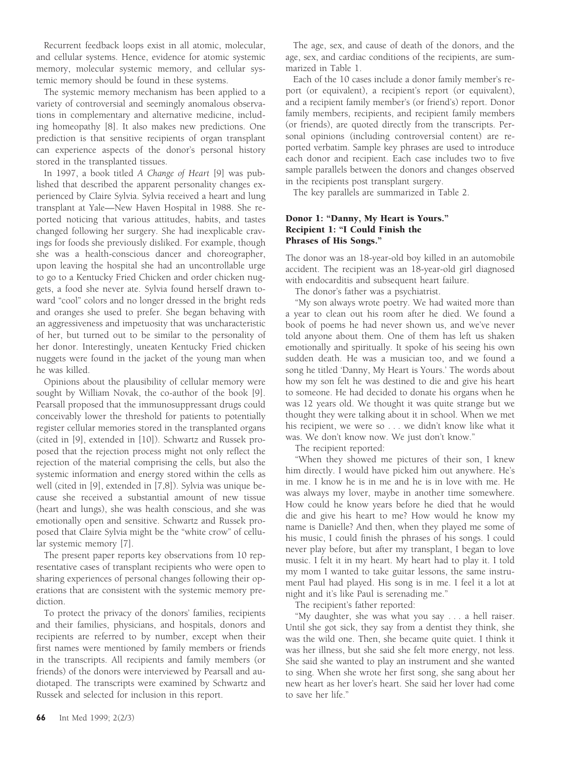Recurrent feedback loops exist in all atomic, molecular, and cellular systems. Hence, evidence for atomic systemic memory, molecular systemic memory, and cellular systemic memory should be found in these systems.

The systemic memory mechanism has been applied to a variety of controversial and seemingly anomalous observations in complementary and alternative medicine, including homeopathy [8]. It also makes new predictions. One prediction is that sensitive recipients of organ transplant can experience aspects of the donor's personal history stored in the transplanted tissues.

In 1997, a book titled *A Change of Heart* [9] was published that described the apparent personality changes experienced by Claire Sylvia. Sylvia received a heart and lung transplant at Yale—New Haven Hospital in 1988. She reported noticing that various attitudes, habits, and tastes changed following her surgery. She had inexplicable cravings for foods she previously disliked. For example, though she was a health-conscious dancer and choreographer, upon leaving the hospital she had an uncontrollable urge to go to a Kentucky Fried Chicken and order chicken nuggets, a food she never ate. Sylvia found herself drawn toward "cool" colors and no longer dressed in the bright reds and oranges she used to prefer. She began behaving with an aggressiveness and impetuosity that was uncharacteristic of her, but turned out to be similar to the personality of her donor. Interestingly, uneaten Kentucky Fried chicken nuggets were found in the jacket of the young man when he was killed.

Opinions about the plausibility of cellular memory were sought by William Novak, the co-author of the book [9]. Pearsall proposed that the immunosuppressant drugs could conceivably lower the threshold for patients to potentially register cellular memories stored in the transplanted organs (cited in [9], extended in [10]). Schwartz and Russek proposed that the rejection process might not only reflect the rejection of the material comprising the cells, but also the systemic information and energy stored within the cells as well (cited in [9], extended in [7,8]). Sylvia was unique because she received a substantial amount of new tissue (heart and lungs), she was health conscious, and she was emotionally open and sensitive. Schwartz and Russek proposed that Claire Sylvia might be the "white crow" of cellular systemic memory [7].

The present paper reports key observations from 10 representative cases of transplant recipients who were open to sharing experiences of personal changes following their operations that are consistent with the systemic memory prediction.

To protect the privacy of the donors' families, recipients and their families, physicians, and hospitals, donors and recipients are referred to by number, except when their first names were mentioned by family members or friends in the transcripts. All recipients and family members (or friends) of the donors were interviewed by Pearsall and audiotaped. The transcripts were examined by Schwartz and Russek and selected for inclusion in this report.

The age, sex, and cause of death of the donors, and the age, sex, and cardiac conditions of the recipients, are summarized in Table 1.

Each of the 10 cases include a donor family member's report (or equivalent), a recipient's report (or equivalent), and a recipient family member's (or friend's) report. Donor family members, recipients, and recipient family members (or friends), are quoted directly from the transcripts. Personal opinions (including controversial content) are reported verbatim. Sample key phrases are used to introduce each donor and recipient. Each case includes two to five sample parallels between the donors and changes observed in the recipients post transplant surgery.

The key parallels are summarized in Table 2.

### Donor 1: "Danny, My Heart is Yours." Recipient 1: "I Could Finish the Phrases of His Songs."

The donor was an 18-year-old boy killed in an automobile accident. The recipient was an 18-year-old girl diagnosed with endocarditis and subsequent heart failure.

The donor's father was a psychiatrist.

"My son always wrote poetry. We had waited more than a year to clean out his room after he died. We found a book of poems he had never shown us, and we've never told anyone about them. One of them has left us shaken emotionally and spiritually. It spoke of his seeing his own sudden death. He was a musician too, and we found a song he titled 'Danny, My Heart is Yours.' The words about how my son felt he was destined to die and give his heart to someone. He had decided to donate his organs when he was 12 years old. We thought it was quite strange but we thought they were talking about it in school. When we met his recipient, we were so . . . we didn't know like what it was. We don't know now. We just don't know."

The recipient reported:

"When they showed me pictures of their son, I knew him directly. I would have picked him out anywhere. He's in me. I know he is in me and he is in love with me. He was always my lover, maybe in another time somewhere. How could he know years before he died that he would die and give his heart to me? How would he know my name is Danielle? And then, when they played me some of his music, I could finish the phrases of his songs. I could never play before, but after my transplant, I began to love music. I felt it in my heart. My heart had to play it. I told my mom I wanted to take guitar lessons, the same instrument Paul had played. His song is in me. I feel it a lot at night and it's like Paul is serenading me."

The recipient's father reported:

"My daughter, she was what you say . . . a hell raiser. Until she got sick, they say from a dentist they think, she was the wild one. Then, she became quite quiet. I think it was her illness, but she said she felt more energy, not less. She said she wanted to play an instrument and she wanted to sing. When she wrote her first song, she sang about her new heart as her lover's heart. She said her lover had come to save her life."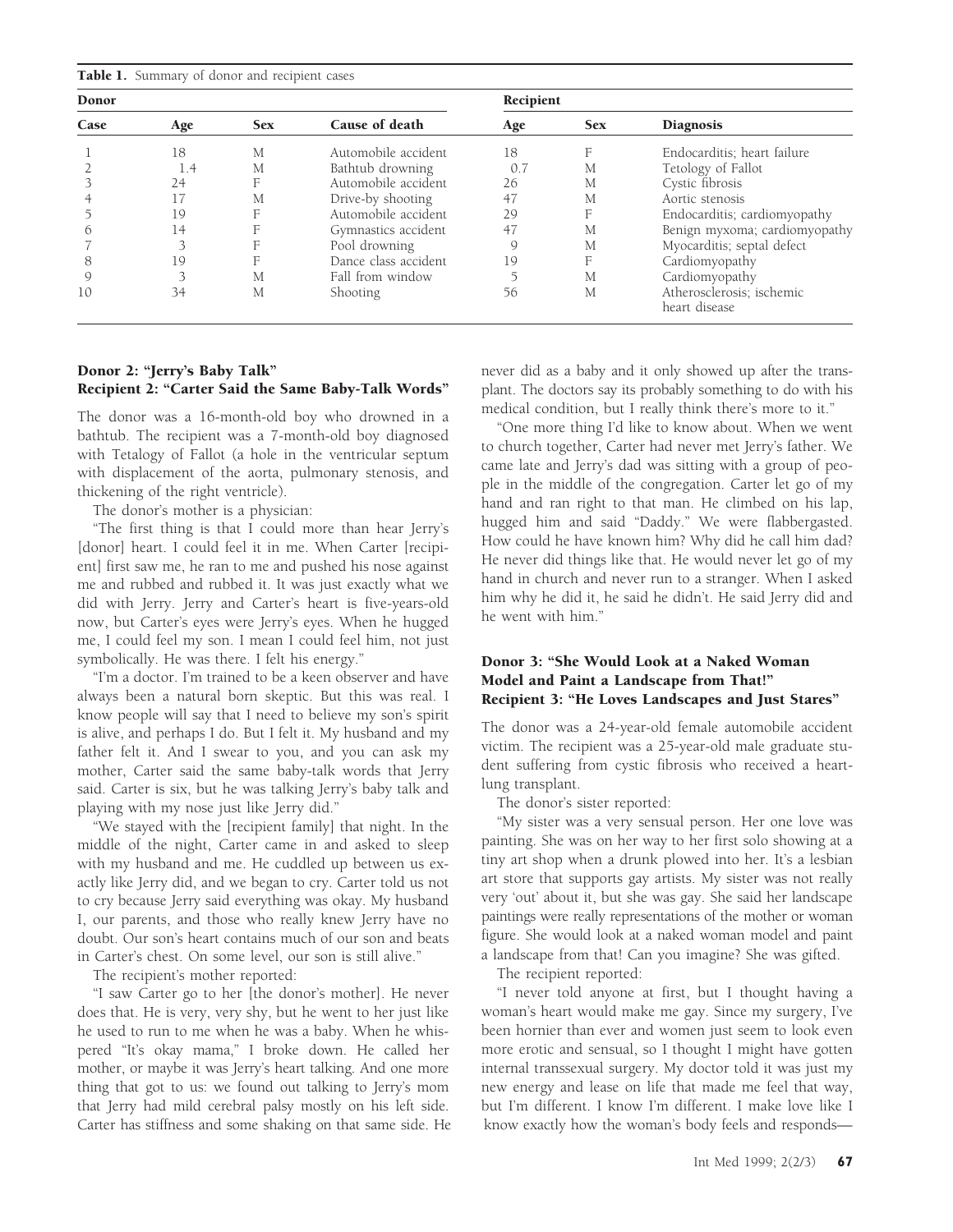**Table 1.** Summary of donor and recipient cases

| Donor | | | | Recipient | | |
|---|---|---|---|---|---|---|
| Case | Age | Sex | Cause of death | Age | Sex | Diagnosis |
| 1 | 18 | M | Automobile accident | 18 | F | Endocarditis; heart failure |
| 2 | 1.4 | M | Bathtub drowning | 0.7 | M | Tetology of Fallot |
| 3 | 24 | F | Automobile accident | 26 | M | Cystic fibrosis |
| 4 | 17 | M | Drive-by shooting | 47 | M | Aortic stenosis |
| 5 | 19 | F | Automobile accident | 29 | F | Endocarditis; cardiomyopathy |
| 6 | 14 | F | Gymnastics accident | 47 | M | Benign myxoma; cardiomyopathy |
| 7 | 3 | F | Pool drowning | 9 | M | Myocarditis; septal defect |
| 8 | 19 | F | Dance class accident | 19 | F | Cardiomyopathy |
| 9 | 3 | M | Fall from window | 5 | M | Cardiomyopathy |
| 10 | 34 | M | Shooting | 56 | M | Atherosclerosis; ischemic heart disease |

### Donor 2: "Jerry's Baby Talk"
### Recipient 2: "Carter Said the Same Baby-Talk Words"

The donor was a 16-month-old boy who drowned in a bathtub. The recipient was a 7-month-old boy diagnosed with Tetology of Fallot (a hole in the ventricular septum with displacement of the aorta, pulmonary stenosis, and thickening of the right ventricle).

The donor's mother is a physician:

"The first thing is that I could more than hear Jerry's [donor] heart. I could feel it in me. When Carter [recipient] first saw me, he ran to me and pushed his nose against me and rubbed and rubbed it. It was just exactly what we did with Jerry. Jerry and Carter's heart is five-years-old now, but Carter's eyes were Jerry's eyes. When he hugged me, I could feel my son. I mean I could feel him, not just symbolically. He was there. I felt his energy."

"I'm a doctor. I'm trained to be a keen observer and have always been a natural born skeptic. But this was real. I know people will say that I need to believe my son's spirit is alive, and perhaps I do. But I felt it. My husband and my father felt it. And I swear to you, and you can ask my mother, Carter said the same baby-talk words that Jerry said. Carter is six, but he was talking Jerry's baby talk and playing with my nose just like Jerry did."

"We stayed with the [recipient family] that night. In the middle of the night, Carter came in and asked to sleep with my husband and me. He cuddled up between us exactly like Jerry did, and we began to cry. Carter told us not to cry because Jerry said everything was okay. My husband I, our parents, and those who really knew Jerry have no doubt. Our son's heart contains much of our son and beats in Carter's chest. On some level, our son is still alive."

The recipient's mother reported:

"I saw Carter go to her [the donor's mother]. He never does that. He is very, very shy, but he went to her just like he used to run to me when he was a baby. When he whispered "It's okay mama," I broke down. He called her mother, or maybe it was Jerry's heart talking. And one more thing that got to us: we found out talking to Jerry's mom that Jerry had mild cerebral palsy mostly on his left side. Carter has stiffness and some shaking on that same side. He never did as a baby and it only showed up after the transplant. The doctors say its probably something to do with his medical condition, but I really think there's more to it."

"One more thing I'd like to know about. When we went to church together, Carter had never met Jerry's father. We came late and Jerry's dad was sitting with a group of people in the middle of the congregation. Carter let go of my hand and ran right to that man. He climbed on his lap, hugged him and said "Daddy." We were flabbergasted. How could he have known him? Why did he call him dad? He never did things like that. He would never let go of my hand in church and never run to a stranger. When I asked him why he did it, he said he didn't. He said Jerry did and he went with him."

### Donor 3: "She Would Look at a Naked Woman Model and Paint a Landscape from That!"
### Recipient 3: "He Loves Landscapes and Just Stares"

The donor was a 24-year-old female automobile accident victim. The recipient was a 25-year-old male graduate student suffering from cystic fibrosis who received a heart-lung transplant.

The donor's sister reported:

"My sister was a very sensual person. Her one love was painting. She was on her way to her first solo showing at a tiny art shop when a drunk plowed into her. It's a lesbian art store that supports gay artists. My sister was not really very 'out' about it, but she was gay. She said her landscape paintings were really representations of the mother or woman figure. She would look at a naked woman model and paint a landscape from that! Can you imagine? She was gifted.

The recipient reported:

"I never told anyone at first, but I thought having a woman's heart would make me gay. Since my surgery, I've been hornier than ever and women just seem to look even more erotic and sensual, so I thought I might have gotten internal transsexual surgery. My doctor told it was just my new energy and lease on life that made me feel that way, but I'm different. I know I'm different. I make love like I know exactly how the woman's body feels and responds—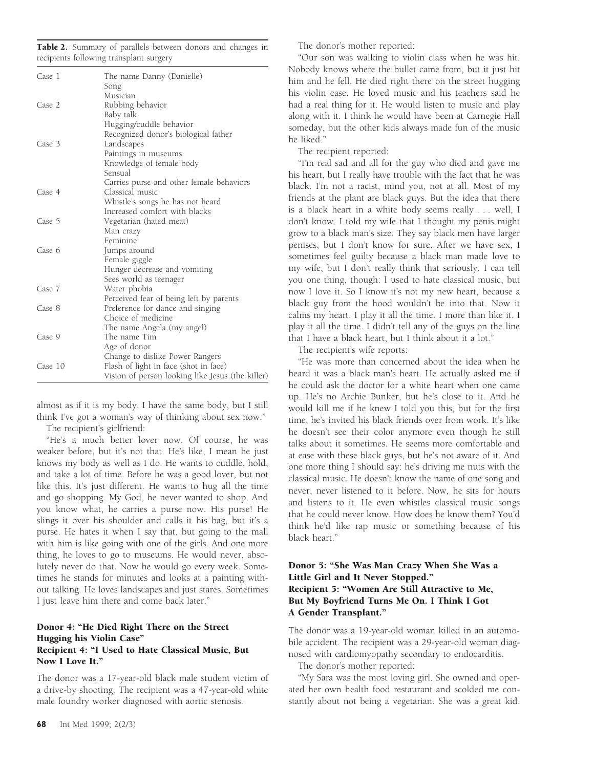**Table 2.** Summary of parallels between donors and changes in recipients following transplant surgery

| | |
|---|---|
| Case 1 | The name Danny (Danielle) |
| | Song |
| | Musician |
| Case 2 | Rubbing behavior |
| | Baby talk |
| | Hugging/cuddle behavior |
| | Recognized donor's biological father |
| Case 3 | Landscapes |
| | Paintings in museums |
| | Knowledge of female body |
| | Sensual |
| | Carries purse and other female behaviors |
| Case 4 | Classical music |
| | Whistle's songs he has not heard |
| | Increased comfort with blacks |
| Case 5 | Vegetarian (hated meat) |
| | Man crazy |
| | Feminine |
| Case 6 | Jumps around |
| | Female giggle |
| | Hunger decrease and vomiting |
| | Sees world as teenager |
| Case 7 | Water phobia |
| | Perceived fear of being left by parents |
| Case 8 | Preference for dance and singing |
| | Choice of medicine |
| | The name Angela (my angel) |
| Case 9 | The name Tim |
| | Age of donor |
| | Change to dislike Power Rangers |
| Case 10 | Flash of light in face (shot in face) |
| | Vision of person looking like Jesus (the killer) |

almost as if it is my body. I have the same body, but I still think I've got a woman's way of thinking about sex now."

The recipient's girlfriend:

"He's a much better lover now. Of course, he was weaker before, but it's not that. He's like, I mean he just knows my body as well as I do. He wants to cuddle, hold, and take a lot of time. Before he was a good lover, but not like this. It's just different. He wants to hug all the time and go shopping. My God, he never wanted to shop. And you know what, he carries a purse now. His purse! He slings it over his shoulder and calls it his bag, but it's a purse. He hates it when I say that, but going to the mall with him is like going with one of the girls. And one more thing, he loves to go to museums. He would never, absolutely never do that. Now he would go every week. Sometimes he stands for minutes and looks at a painting without talking. He loves landscapes and just stares. Sometimes I just leave him there and come back later."

### Donor 4: "He Died Right There on the Street Hugging his Violin Case"
### Recipient 4: "I Used to Hate Classical Music, But Now I Love It."

The donor was a 17-year-old black male student victim of a drive-by shooting. The recipient was a 47-year-old white male foundry worker diagnosed with aortic stenosis.

The donor's mother reported:

"Our son was walking to violin class when he was hit. Nobody knows where the bullet came from, but it just hit him and he fell. He died right there on the street hugging his violin case. He loved music and his teachers said he had a real thing for it. He would listen to music and play along with it. I think he would have been at Carnegie Hall someday, but the other kids always made fun of the music he liked."

The recipient reported:

"I'm real sad and all for the guy who died and gave me his heart, but I really have trouble with the fact that he was black. I'm not a racist, mind you, not at all. Most of my friends at the plant are black guys. But the idea that there is a black heart in a white body seems really . . . well, I don't know. I told my wife that I thought my penis might grow to a black man's size. They say black men have larger penises, but I don't know for sure. After we have sex, I sometimes feel guilty because a black man made love to my wife, but I don't really think that seriously. I can tell you one thing, though: I used to hate classical music, but now I love it. So I know it's not my new heart, because a black guy from the hood wouldn't be into that. Now it calms my heart. I play it all the time. I more than like it. I play it all the time. I didn't tell any of the guys on the line that I have a black heart, but I think about it a lot."

The recipient's wife reports:

"He was more than concerned about the idea when he heard it was a black man's heart. He actually asked me if he could ask the doctor for a white heart when one came up. He's no Archie Bunker, but he's close to it. And he would kill me if he knew I told you this, but for the first time, he's invited his black friends over from work. It's like he doesn't see their color anymore even though he still talks about it sometimes. He seems more comfortable and at ease with these black guys, but he's not aware of it. And one more thing I should say: he's driving me nuts with the classical music. He doesn't know the name of one song and never, never listened to it before. Now, he sits for hours and listens to it. He even whistles classical music songs that he could never know. How does he know them? You'd think he'd like rap music or something because of his black heart."

### Donor 5: "She Was Man Crazy When She Was a Little Girl and It Never Stopped."
### Recipient 5: "Women Are Still Attractive to Me, But My Boyfriend Turns Me On. I Think I Got A Gender Transplant."

The donor was a 19-year-old woman killed in an automobile accident. The recipient was a 29-year-old woman diagnosed with cardiomyopathy secondary to endocarditis.

The donor's mother reported:

"My Sara was the most loving girl. She owned and operated her own health food restaurant and scolded me constantly about not being a vegetarian. She was a great kid.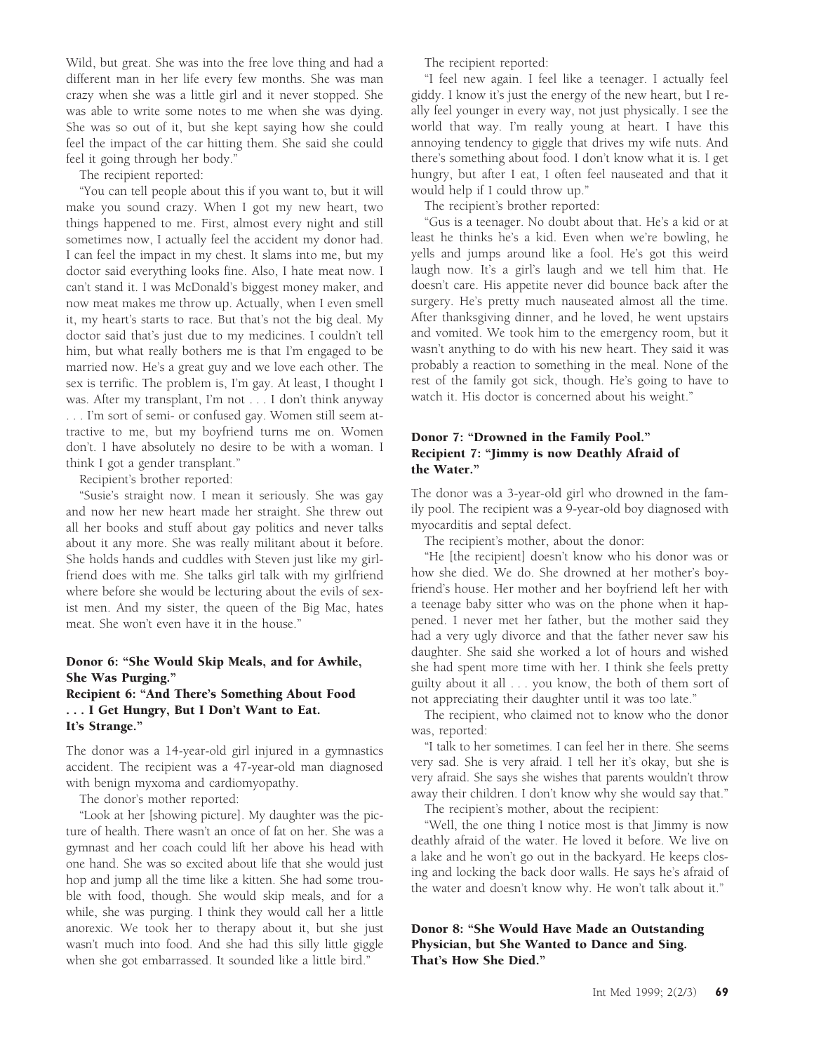Wild, but great. She was into the free love thing and had a different man in her life every few months. She was man crazy when she was a little girl and it never stopped. She was able to write some notes to me when she was dying. She was so out of it, but she kept saying how she could feel the impact of the car hitting them. She said she could feel it going through her body."

The recipient reported:

"You can tell people about this if you want to, but it will make you sound crazy. When I got my new heart, two things happened to me. First, almost every night and still sometimes now, I actually feel the accident my donor had. I can feel the impact in my chest. It slams into me, but my doctor said everything looks fine. Also, I hate meat now. I can't stand it. I was McDonald's biggest money maker, and now meat makes me throw up. Actually, when I even smell it, my heart's starts to race. But that's not the big deal. My doctor said that's just due to my medicines. I couldn't tell him, but what really bothers me is that I'm engaged to be married now. He's a great guy and we love each other. The sex is terrific. The problem is, I'm gay. At least, I thought I was. After my transplant, I'm not . . . I don't think anyway . . . I'm sort of semi- or confused gay. Women still seem attractive to me, but my boyfriend turns me on. Women don't. I have absolutely no desire to be with a woman. I think I got a gender transplant."

Recipient's brother reported:

"Susie's straight now. I mean it seriously. She was gay and now her new heart made her straight. She threw out all her books and stuff about gay politics and never talks about it any more. She was really militant about it before. She holds hands and cuddles with Steven just like my girlfriend does with me. She talks girl talk with my girlfriend where before she would be lecturing about the evils of sexist men. And my sister, the queen of the Big Mac, hates meat. She won't even have it in the house."

### Donor 6: "She Would Skip Meals, and for Awhile, She Was Purging." Recipient 6: "And There's Something About Food . . . I Get Hungry, But I Don't Want to Eat. It's Strange."

The donor was a 14-year-old girl injured in a gymnastics accident. The recipient was a 47-year-old man diagnosed with benign myxoma and cardiomyopathy.

The donor's mother reported:

"Look at her [showing picture]. My daughter was the picture of health. There wasn't an once of fat on her. She was a gymnast and her coach could lift her above his head with one hand. She was so excited about life that she would just hop and jump all the time like a kitten. She had some trouble with food, though. She would skip meals, and for a while, she was purging. I think they would call her a little anorexic. We took her to therapy about it, but she just wasn't much into food. And she had this silly little giggle when she got embarrassed. It sounded like a little bird."

The recipient reported:

"I feel new again. I feel like a teenager. I actually feel giddy. I know it's just the energy of the new heart, but I really feel younger in every way, not just physically. I see the world that way. I'm really young at heart. I have this annoying tendency to giggle that drives my wife nuts. And there's something about food. I don't know what it is. I get hungry, but after I eat, I often feel nauseated and that it would help if I could throw up."

The recipient's brother reported:

"Gus is a teenager. No doubt about that. He's a kid or at least he thinks he's a kid. Even when we're bowling, he yells and jumps around like a fool. He's got this weird laugh now. It's a girl's laugh and we tell him that. He doesn't care. His appetite never did bounce back after the surgery. He's pretty much nauseated almost all the time. After thanksgiving dinner, and he loved, he went upstairs and vomited. We took him to the emergency room, but it wasn't anything to do with his new heart. They said it was probably a reaction to something in the meal. None of the rest of the family got sick, though. He's going to have to watch it. His doctor is concerned about his weight."

### Donor 7: "Drowned in the Family Pool." Recipient 7: "Jimmy is now Deathly Afraid of the Water."

The donor was a 3-year-old girl who drowned in the family pool. The recipient was a 9-year-old boy diagnosed with myocarditis and septal defect.

The recipient's mother, about the donor:

"He [the recipient] doesn't know who his donor was or how she died. We do. She drowned at her mother's boyfriend's house. Her mother and her boyfriend left her with a teenage baby sitter who was on the phone when it happened. I never met her father, but the mother said they had a very ugly divorce and that the father never saw his daughter. She said she worked a lot of hours and wished she had spent more time with her. I think she feels pretty guilty about it all . . . you know, the both of them sort of not appreciating their daughter until it was too late."

The recipient, who claimed not to know who the donor was, reported:

"I talk to her sometimes. I can feel her in there. She seems very sad. She is very afraid. I tell her it's okay, but she is very afraid. She says she wishes that parents wouldn't throw away their children. I don't know why she would say that."

The recipient's mother, about the recipient:

"Well, the one thing I notice most is that Jimmy is now deathly afraid of the water. He loved it before. We live on a lake and he won't go out in the backyard. He keeps closing and locking the back door walls. He says he's afraid of the water and doesn't know why. He won't talk about it."

### Donor 8: "She Would Have Made an Outstanding Physician, but She Wanted to Dance and Sing. That's How She Died."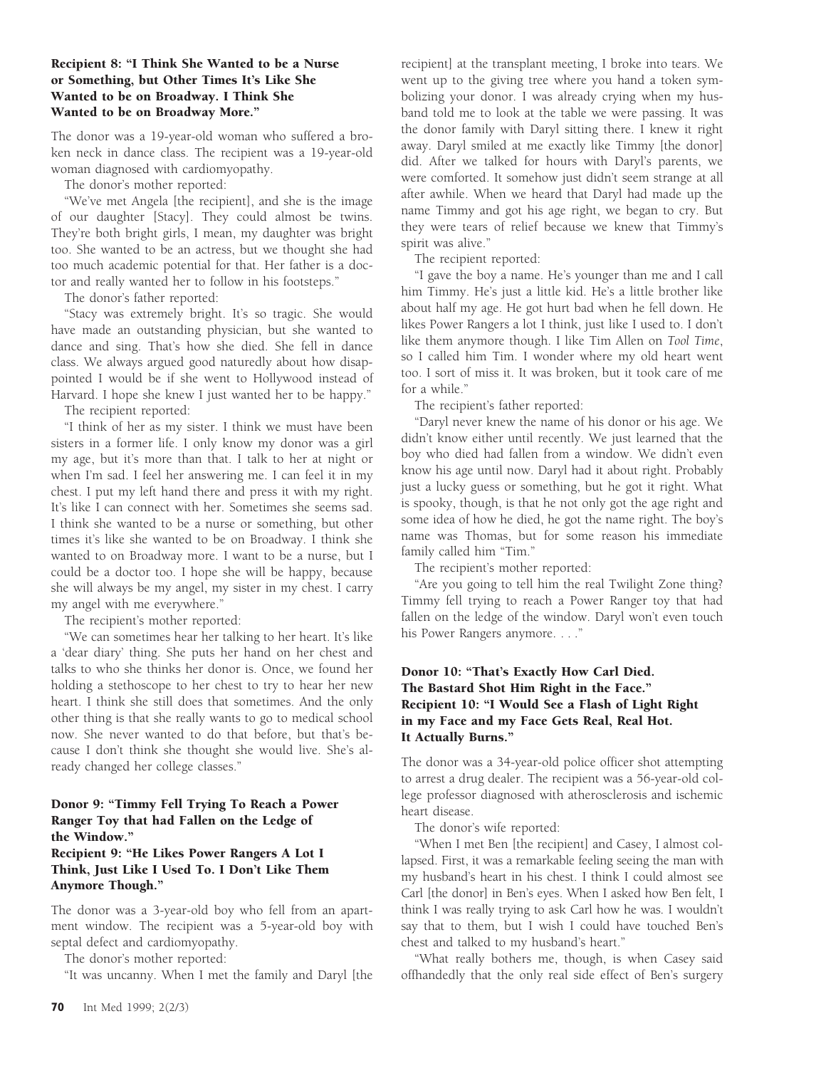### Recipient 8: "I Think She Wanted to be a Nurse or Something, but Other Times It's Like She Wanted to be on Broadway. I Think She Wanted to be on Broadway More."

The donor was a 19-year-old woman who suffered a broken neck in dance class. The recipient was a 19-year-old woman diagnosed with cardiomyopathy.

The donor's mother reported:

"We've met Angela [the recipient], and she is the image of our daughter [Stacy]. They could almost be twins. They're both bright girls, I mean, my daughter was bright too. She wanted to be an actress, but we thought she had too much academic potential for that. Her father is a doctor and really wanted her to follow in his footsteps."

The donor's father reported:

"Stacy was extremely bright. It's so tragic. She would have made an outstanding physician, but she wanted to dance and sing. That's how she died. She fell in dance class. We always argued good naturedly about how disappointed I would be if she went to Hollywood instead of Harvard. I hope she knew I just wanted her to be happy."

The recipient reported:

"I think of her as my sister. I think we must have been sisters in a former life. I only know my donor was a girl my age, but it's more than that. I talk to her at night or when I'm sad. I feel her answering me. I can feel it in my chest. I put my left hand there and press it with my right. It's like I can connect with her. Sometimes she seems sad. I think she wanted to be a nurse or something, but other times it's like she wanted to be on Broadway. I think she wanted to on Broadway more. I want to be a nurse, but I could be a doctor too. I hope she will be happy, because she will always be my angel, my sister in my chest. I carry my angel with me everywhere."

The recipient's mother reported:

"We can sometimes hear her talking to her heart. It's like a 'dear diary' thing. She puts her hand on her chest and talks to who she thinks her donor is. Once, we found her holding a stethoscope to her chest to try to hear her new heart. I think she still does that sometimes. And the only other thing is that she really wants to go to medical school now. She never wanted to do that before, but that's because I don't think she thought she would live. She's already changed her college classes."

### Donor 9: "Timmy Fell Trying To Reach a Power Ranger Toy that had Fallen on the Ledge of the Window."
### Recipient 9: "He Likes Power Rangers A Lot I Think, Just Like I Used To. I Don't Like Them Anymore Though."

The donor was a 3-year-old boy who fell from an apartment window. The recipient was a 5-year-old boy with septal defect and cardiomyopathy.

The donor's mother reported:

"It was uncanny. When I met the family and Daryl [the recipient] at the transplant meeting, I broke into tears. We went up to the giving tree where you hand a token symbolizing your donor. I was already crying when my husband told me to look at the table we were passing. It was the donor family with Daryl sitting there. I knew it right away. Daryl smiled at me exactly like Timmy [the donor] did. After we talked for hours with Daryl's parents, we were comforted. It somehow just didn't seem strange at all after awhile. When we heard that Daryl had made up the name Timmy and got his age right, we began to cry. But they were tears of relief because we knew that Timmy's spirit was alive."

The recipient reported:

"I gave the boy a name. He's younger than me and I call him Timmy. He's just a little kid. He's a little brother like about half my age. He got hurt bad when he fell down. He likes Power Rangers a lot I think, just like I used to. I don't like them anymore though. I like Tim Allen on *Tool Time*, so I called him Tim. I wonder where my old heart went too. I sort of miss it. It was broken, but it took care of me for a while."

The recipient's father reported:

"Daryl never knew the name of his donor or his age. We didn't know either until recently. We just learned that the boy who died had fallen from a window. We didn't even know his age until now. Daryl had it about right. Probably just a lucky guess or something, but he got it right. What is spooky, though, is that he not only got the age right and some idea of how he died, he got the name right. The boy's name was Thomas, but for some reason his immediate family called him "Tim."

The recipient's mother reported:

"Are you going to tell him the real Twilight Zone thing? Timmy fell trying to reach a Power Ranger toy that had fallen on the ledge of the window. Daryl won't even touch his Power Rangers anymore. . . ."

### Donor 10: "That's Exactly How Carl Died. The Bastard Shot Him Right in the Face."
### Recipient 10: "I Would See a Flash of Light Right in my Face and my Face Gets Real, Real Hot. It Actually Burns."

The donor was a 34-year-old police officer shot attempting to arrest a drug dealer. The recipient was a 56-year-old college professor diagnosed with atherosclerosis and ischemic heart disease.

The donor's wife reported:

"When I met Ben [the recipient] and Casey, I almost collapsed. First, it was a remarkable feeling seeing the man with my husband's heart in his chest. I think I could almost see Carl [the donor] in Ben's eyes. When I asked how Ben felt, I think I was really trying to ask Carl how he was. I wouldn't say that to them, but I wish I could have touched Ben's chest and talked to my husband's heart."

"What really bothers me, though, is when Casey said offhandedly that the only real side effect of Ben's surgery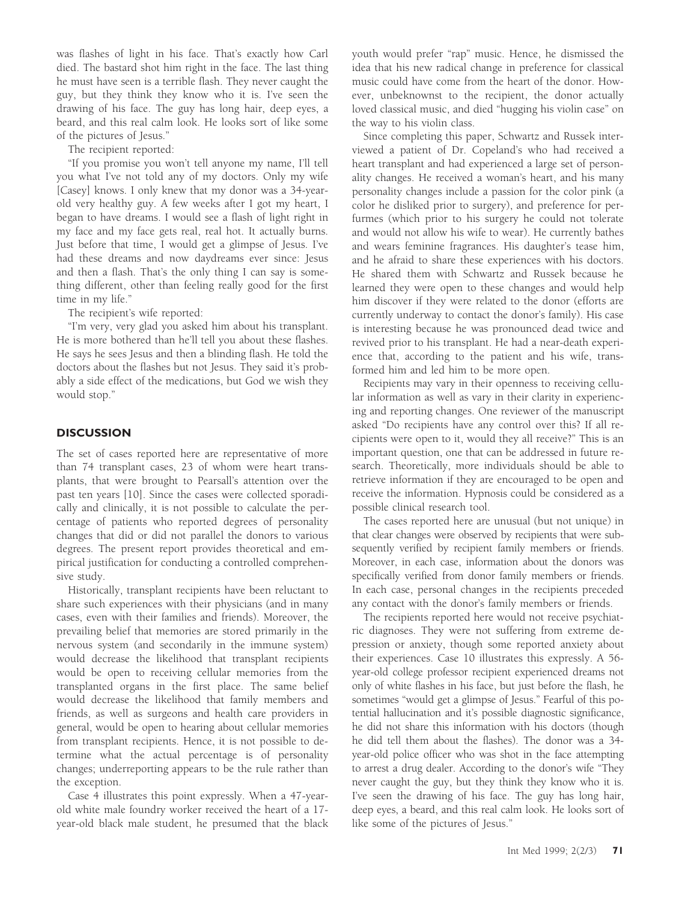was flashes of light in his face. That's exactly how Carl died. The bastard shot him right in the face. The last thing he must have seen is a terrible flash. They never caught the guy, but they think they know who it is. I've seen the drawing of his face. The guy has long hair, deep eyes, a beard, and this real calm look. He looks sort of like some of the pictures of Jesus."

The recipient reported:

"If you promise you won't tell anyone my name, I'll tell you what I've not told any of my doctors. Only my wife [Casey] knows. I only knew that my donor was a 34-year-old very healthy guy. A few weeks after I got my heart, I began to have dreams. I would see a flash of light right in my face and my face gets real, real hot. It actually burns. Just before that time, I would get a glimpse of Jesus. I've had these dreams and now daydreams ever since: Jesus and then a flash. That's the only thing I can say is something different, other than feeling really good for the first time in my life."

The recipient's wife reported:

"I'm very, very glad you asked him about his transplant. He is more bothered than he'll tell you about these flashes. He says he sees Jesus and then a blinding flash. He told the doctors about the flashes but not Jesus. They said it's probably a side effect of the medications, but God we wish they would stop."

## DISCUSSION

The set of cases reported here are representative of more than 74 transplant cases, 23 of whom were heart transplants, that were brought to Pearsall's attention over the past ten years [10]. Since the cases were collected sporadically and clinically, it is not possible to calculate the percentage of patients who reported degrees of personality changes that did or did not parallel the donors to various degrees. The present report provides theoretical and empirical justification for conducting a controlled comprehensive study.

Historically, transplant recipients have been reluctant to share such experiences with their physicians (and in many cases, even with their families and friends). Moreover, the prevailing belief that memories are stored primarily in the nervous system (and secondarily in the immune system) would decrease the likelihood that transplant recipients would be open to receiving cellular memories from the transplanted organs in the first place. The same belief would decrease the likelihood that family members and friends, as well as surgeons and health care providers in general, would be open to hearing about cellular memories from transplant recipients. Hence, it is not possible to determine what the actual percentage is of personality changes; underreporting appears to be the rule rather than the exception.

Case 4 illustrates this point expressly. When a 47-year-old white male foundry worker received the heart of a 17-year-old black male student, he presumed that the black youth would prefer "rap" music. Hence, he dismissed the idea that his new radical change in preference for classical music could have come from the heart of the donor. However, unbeknownst to the recipient, the donor actually loved classical music, and died "hugging his violin case" on the way to his violin class.

Since completing this paper, Schwartz and Russek interviewed a patient of Dr. Copeland's who had received a heart transplant and had experienced a large set of personality changes. He received a woman's heart, and his many personality changes include a passion for the color pink (a color he disliked prior to surgery), and preference for perfumes (which prior to his surgery he could not tolerate and would not allow his wife to wear). He currently bathes and wears feminine fragrances. His daughter's tease him, and he afraid to share these experiences with his doctors. He shared them with Schwartz and Russek because he learned they were open to these changes and would help him discover if they were related to the donor (efforts are currently underway to contact the donor's family). His case is interesting because he was pronounced dead twice and revived prior to his transplant. He had a near-death experience that, according to the patient and his wife, transformed him and led him to be more open.

Recipients may vary in their openness to receiving cellular information as well as vary in their clarity in experiencing and reporting changes. One reviewer of the manuscript asked "Do recipients have any control over this? If all recipients were open to it, would they all receive?" This is an important question, one that can be addressed in future research. Theoretically, more individuals should be able to retrieve information if they are encouraged to be open and receive the information. Hypnosis could be considered as a possible clinical research tool.

The cases reported here are unusual (but not unique) in that clear changes were observed by recipients that were subsequently verified by recipient family members or friends. Moreover, in each case, information about the donors was specifically verified from donor family members or friends. In each case, personal changes in the recipients preceded any contact with the donor's family members or friends.

The recipients reported here would not receive psychiatric diagnoses. They were not suffering from extreme depression or anxiety, though some reported anxiety about their experiences. Case 10 illustrates this expressly. A 56-year-old college professor recipient experienced dreams not only of white flashes in his face, but just before the flash, he sometimes "would get a glimpse of Jesus." Fearful of this potential hallucination and it's possible diagnostic significance, he did not share this information with his doctors (though he did tell them about the flashes). The donor was a 34-year-old police officer who was shot in the face attempting to arrest a drug dealer. According to the donor's wife "They never caught the guy, but they think they know who it is. I've seen the drawing of his face. The guy has long hair, deep eyes, a beard, and this real calm look. He looks sort of like some of the pictures of Jesus."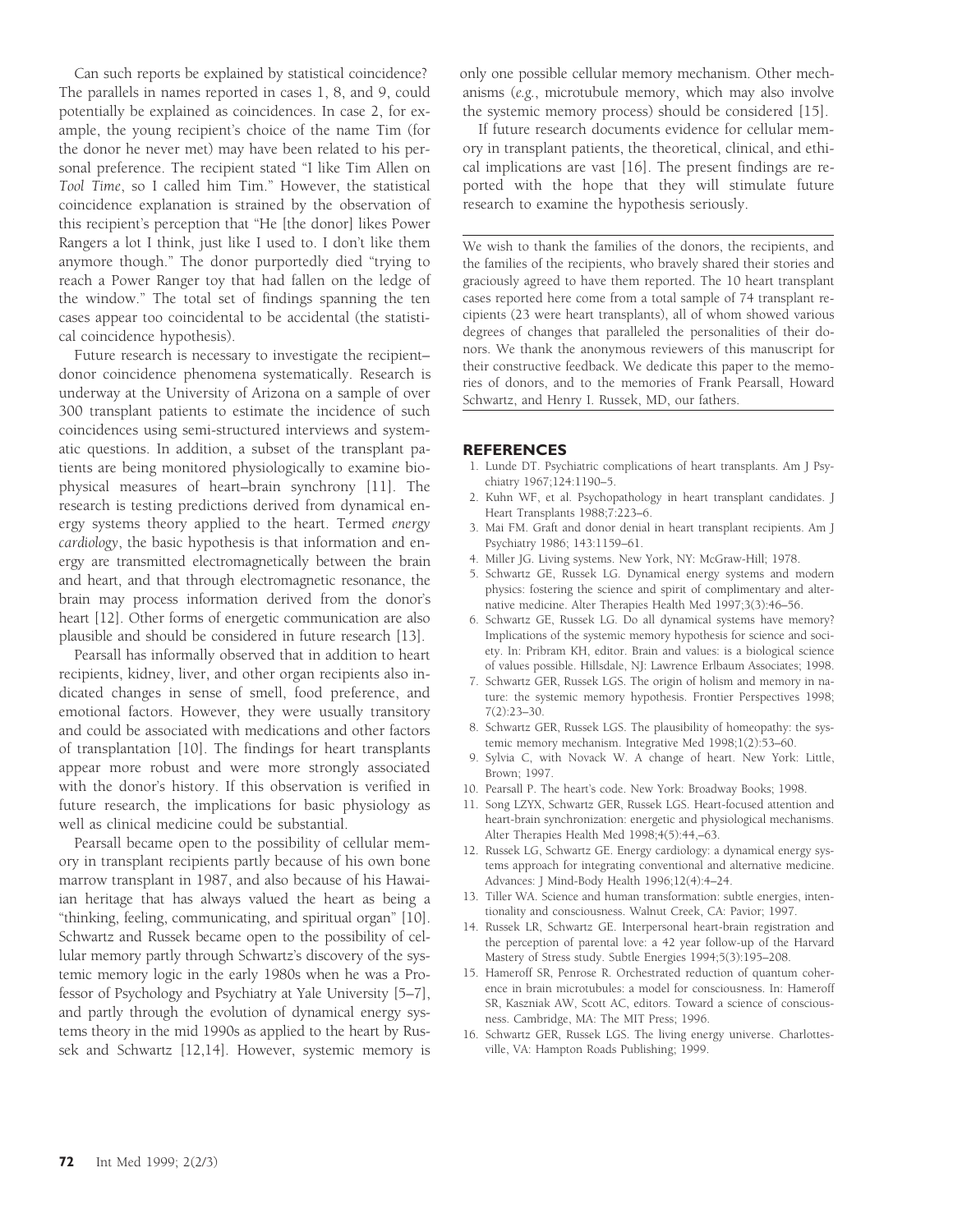Can such reports be explained by statistical coincidence? The parallels in names reported in cases 1, 8, and 9, could potentially be explained as coincidences. In case 2, for example, the young recipient's choice of the name Tim (for the donor he never met) may have been related to his personal preference. The recipient stated "I like Tim Allen on *Tool Time*, so I called him Tim." However, the statistical coincidence explanation is strained by the observation of this recipient's perception that "He [the donor] likes Power Rangers a lot I think, just like I used to. I don't like them anymore though." The donor purportedly died "trying to reach a Power Ranger toy that had fallen on the ledge of the window." The total set of findings spanning the ten cases appear too coincidental to be accidental (the statistical coincidence hypothesis).

Future research is necessary to investigate the recipient–donor coincidence phenomena systematically. Research is underway at the University of Arizona on a sample of over 300 transplant patients to estimate the incidence of such coincidences using semi-structured interviews and systematic questions. In addition, a subset of the transplant patients are being monitored physiologically to examine biophysical measures of heart–brain synchrony [11]. The research is testing predictions derived from dynamical energy systems theory applied to the heart. Termed *energy cardiology*, the basic hypothesis is that information and energy are transmitted electromagnetically between the brain and heart, and that through electromagnetic resonance, the brain may process information derived from the donor's heart [12]. Other forms of energetic communication are also plausible and should be considered in future research [13].

Pearsall has informally observed that in addition to heart recipients, kidney, liver, and other organ recipients also indicated changes in sense of smell, food preference, and emotional factors. However, they were usually transitory and could be associated with medications and other factors of transplantation [10]. The findings for heart transplants appear more robust and were more strongly associated with the donor's history. If this observation is verified in future research, the implications for basic physiology as well as clinical medicine could be substantial.

Pearsall became open to the possibility of cellular memory in transplant recipients partly because of his own bone marrow transplant in 1987, and also because of his Hawaiian heritage that has always valued the heart as being a "thinking, feeling, communicating, and spiritual organ" [10]. Schwartz and Russek became open to the possibility of cellular memory partly through Schwartz's discovery of the systemic memory logic in the early 1980s when he was a Professor of Psychology and Psychiatry at Yale University [5–7], and partly through the evolution of dynamical energy systems theory in the mid 1990s as applied to the heart by Russek and Schwartz [12,14]. However, systemic memory is only one possible cellular memory mechanism. Other mechanisms (*e.g.*, microtubule memory, which may also involve the systemic memory process) should be considered [15].

If future research documents evidence for cellular memory in transplant patients, the theoretical, clinical, and ethical implications are vast [16]. The present findings are reported with the hope that they will stimulate future research to examine the hypothesis seriously.

---

We wish to thank the families of the donors, the recipients, and the families of the recipients, who bravely shared their stories and graciously agreed to have them reported. The 10 heart transplant cases reported here come from a total sample of 74 transplant recipients (23 were heart transplants), all of whom showed various degrees of changes that paralleled the personalities of their donors. We thank the anonymous reviewers of this manuscript for their constructive feedback. We dedicate this paper to the memories of donors, and to the memories of Frank Pearsall, Howard Schwartz, and Henry I. Russek, MD, our fathers.

---

## REFERENCES

1. Lunde DT. Psychiatric complications of heart transplants. Am J Psychiatry 1967;124:1190–5.
2. Kuhn WF, et al. Psychopathology in heart transplant candidates. J Heart Transplants 1988;7:223–6.
3. Mai FM. Graft and donor denial in heart transplant recipients. Am J Psychiatry 1986; 143:1159–61.
4. Miller JG. Living systems. New York, NY: McGraw-Hill; 1978.
5. Schwartz GE, Russek LG. Dynamical energy systems and modern physics: fostering the science and spirit of complimentary and alternative medicine. Alter Therapies Health Med 1997;3(3):46–56.
6. Schwartz GE, Russek LG. Do all dynamical systems have memory? Implications of the systemic memory hypothesis for science and society. In: Pribram KH, editor. Brain and values: is a biological science of values possible. Hillsdale, NJ: Lawrence Erlbaum Associates; 1998.
7. Schwartz GER, Russek LGS. The origin of holism and memory in nature: the systemic memory hypothesis. Frontier Perspectives 1998; 7(2):23–30.
8. Schwartz GER, Russek LGS. The plausibility of homeopathy: the systemic memory mechanism. Integrative Med 1998;1(2):53–60.
9. Sylvia C, with Novack W. A change of heart. New York: Little, Brown; 1997.
10. Pearsall P. The heart's code. New York: Broadway Books; 1998.
11. Song LZYX, Schwartz GER, Russek LGS. Heart-focused attention and heart-brain synchronization: energetic and physiological mechanisms. Alter Therapies Health Med 1998;4(5):44,–63.
12. Russek LG, Schwartz GE. Energy cardiology: a dynamical energy systems approach for integrating conventional and alternative medicine. Advances: J Mind-Body Health 1996;12(4):4–24.
13. Tiller WA. Science and human transformation: subtle energies, intentionality and consciousness. Walnut Creek, CA: Pavior; 1997.
14. Russek LR, Schwartz GE. Interpersonal heart-brain registration and the perception of parental love: a 42 year follow-up of the Harvard Mastery of Stress study. Subtle Energies 1994;5(3):195–208.
15. Hameroff SR, Penrose R. Orchestrated reduction of quantum coherence in brain microtubules: a model for consciousness. In: Hameroff SR, Kaszniak AW, Scott AC, editors. Toward a science of consciousness. Cambridge, MA: The MIT Press; 1996.
16. Schwartz GER, Russek LGS. The living energy universe. Charlottesville, VA: Hampton Roads Publishing; 1999.